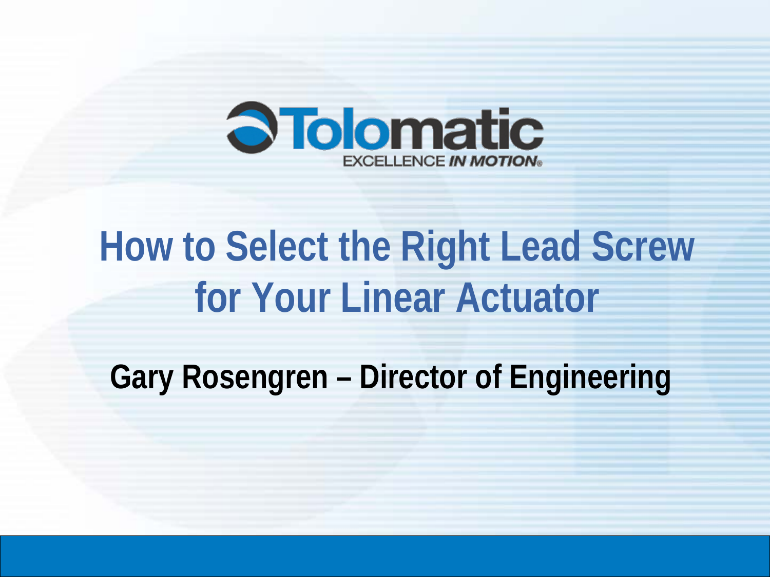Tolomatic

EXCELLENCE *IN MOTION*®

# How to Select the Right Lead Screw for Your Linear Actuator

**Gary Rosengren – Director of Engineering**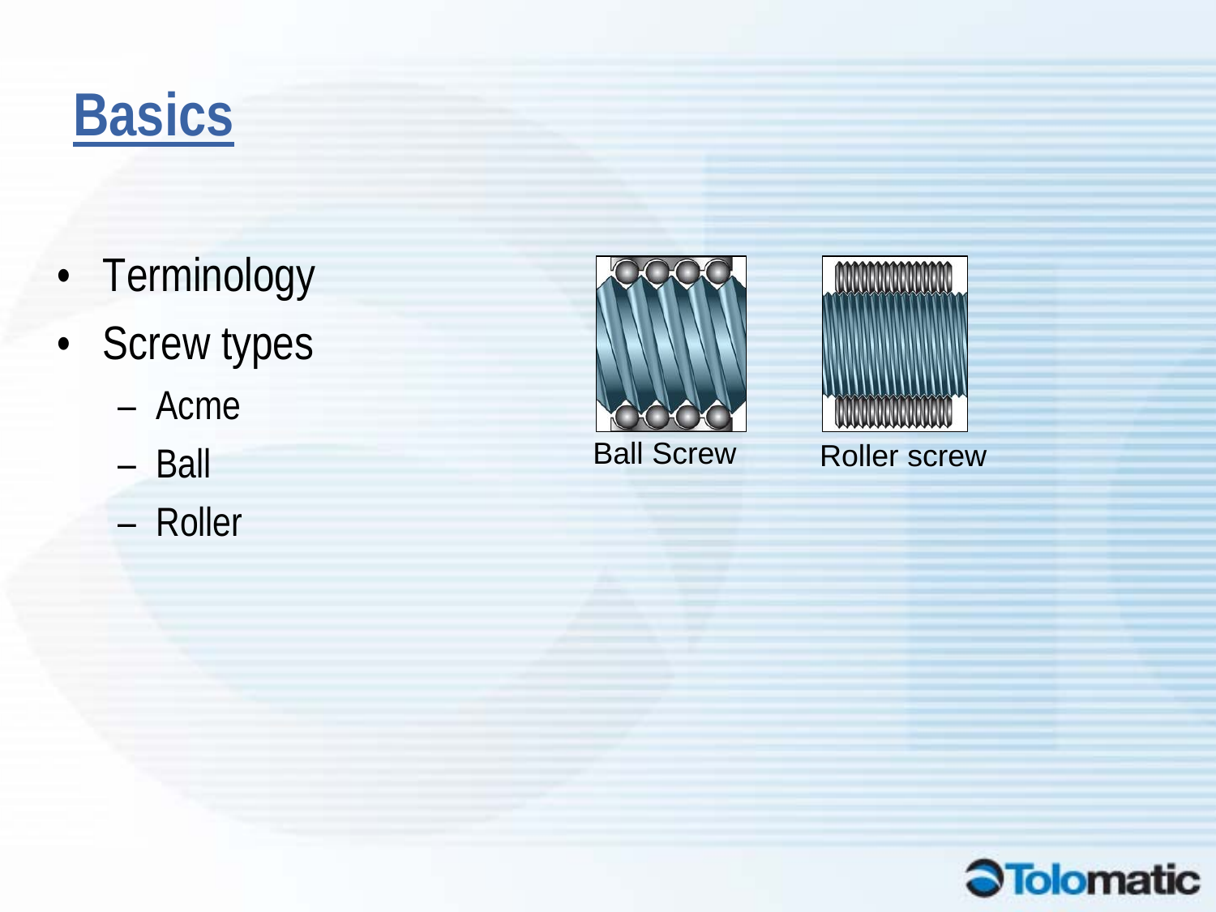# Basics

- Terminology
- Screw types
  - Acme
  - Ball
  - Roller

Ball Screw

Roller screw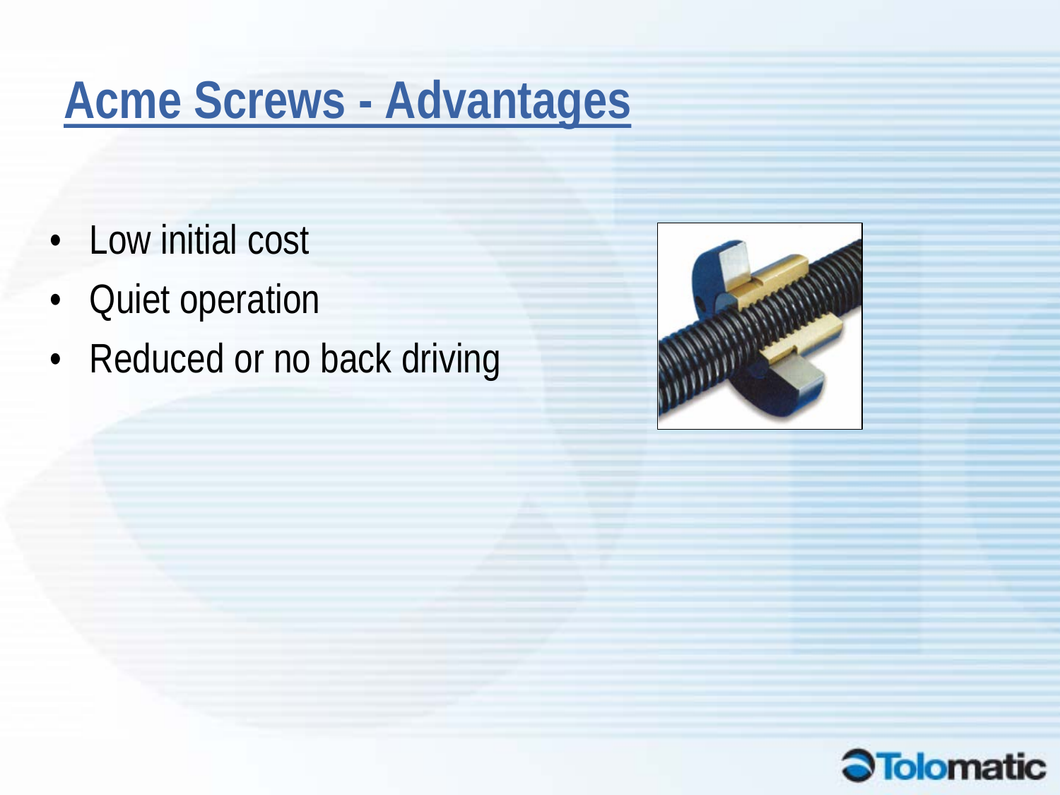# Acme Screws - Advantages

- Low initial cost
- Quiet operation
- Reduced or no back driving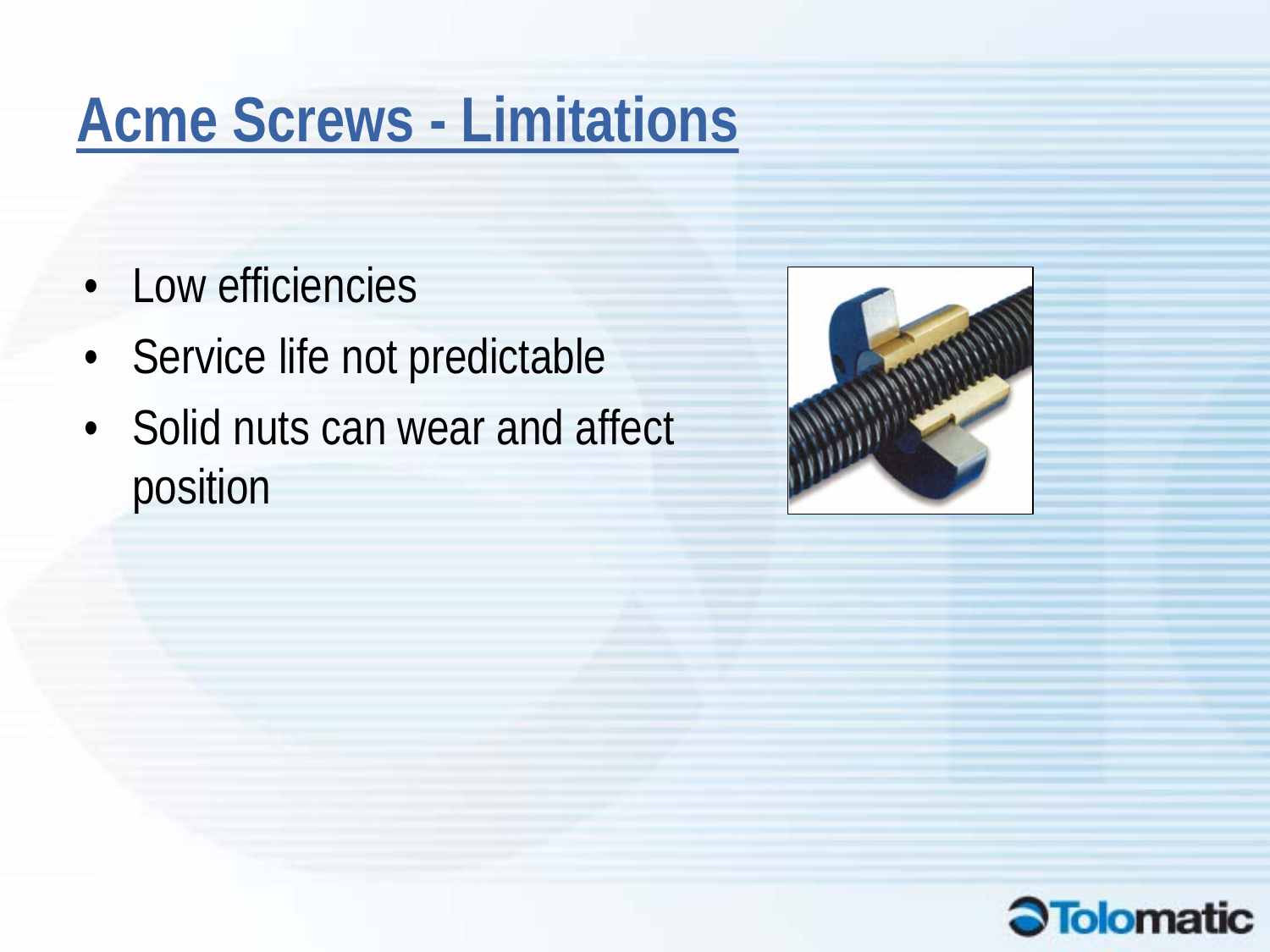# Acme Screws - Limitations

- Low efficiencies
- Service life not predictable
- Solid nuts can wear and affect position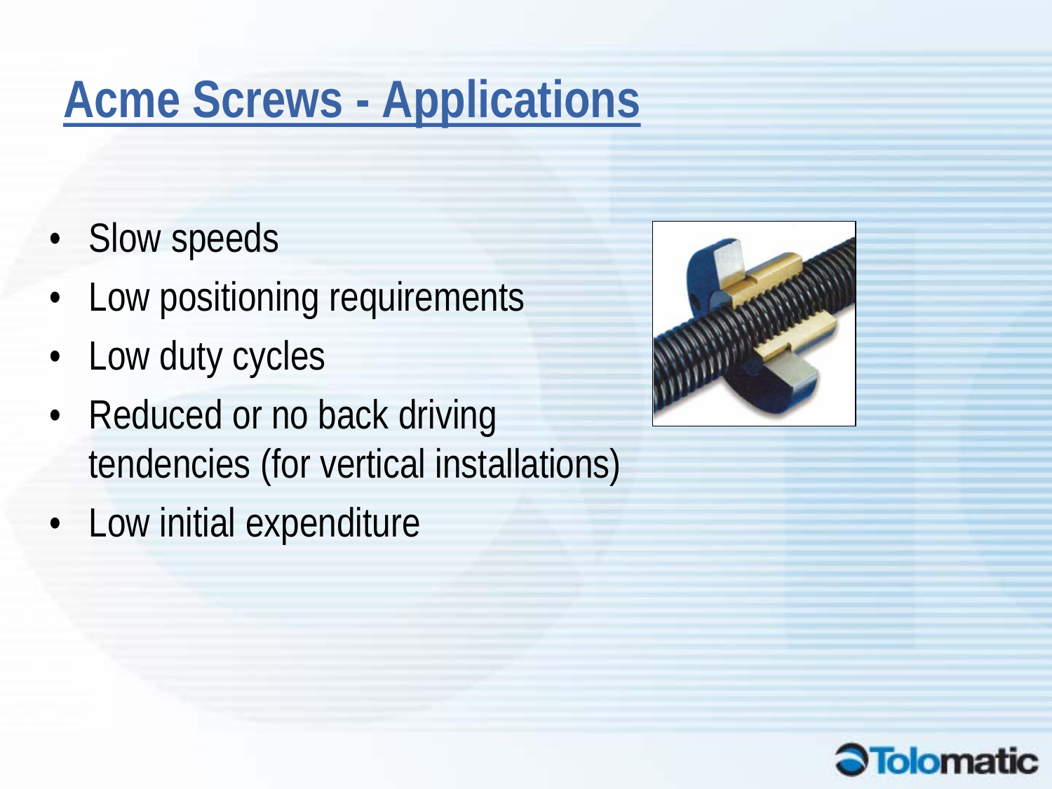# Acme Screws - Applications

- Slow speeds
- Low positioning requirements
- Low duty cycles
- Reduced or no back driving tendencies (for vertical installations)
- Low initial expenditure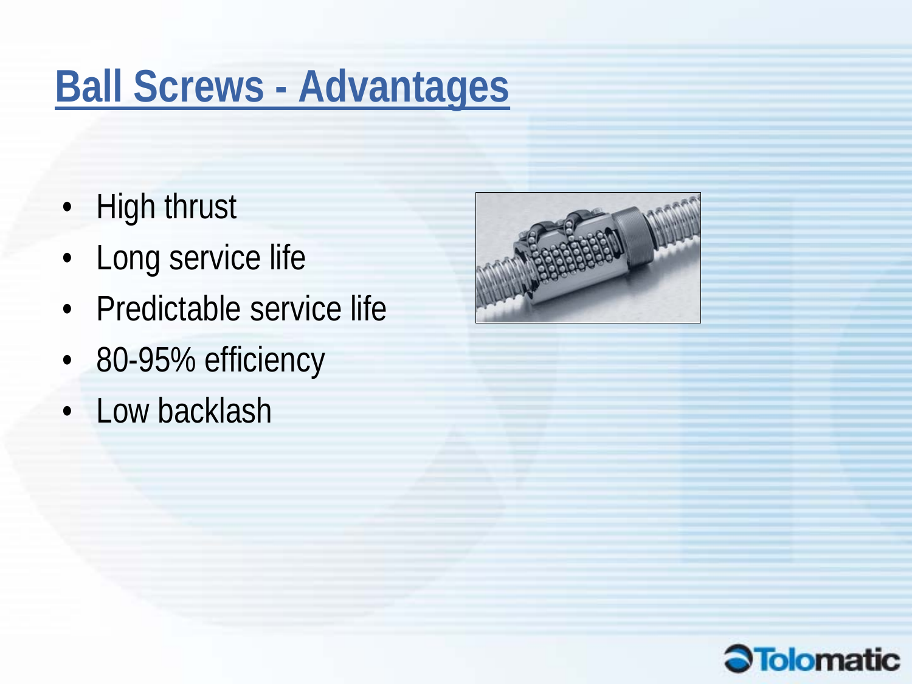# Ball Screws - Advantages

- High thrust
- Long service life
- Predictable service life
- 80-95% efficiency
- Low backlash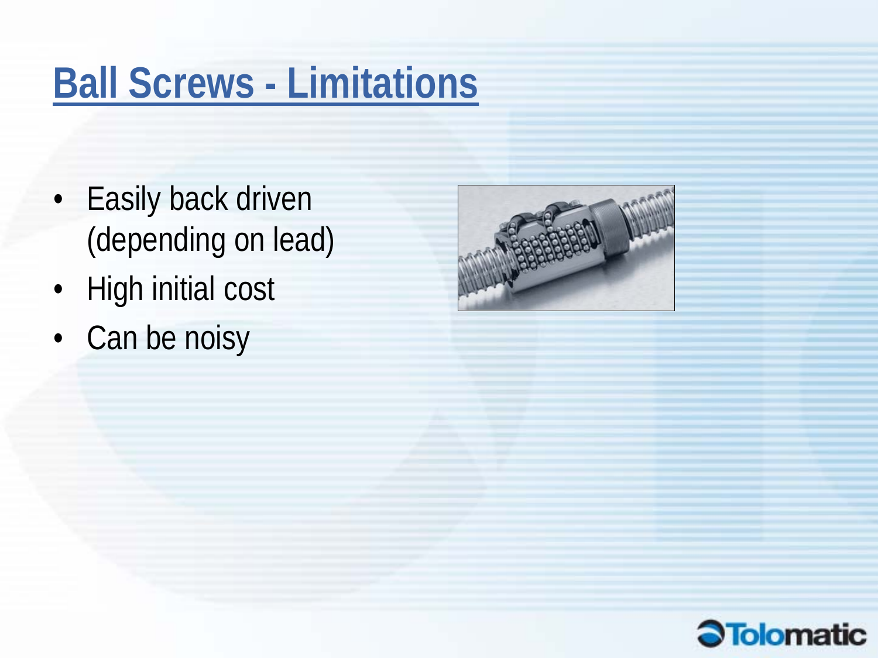# Ball Screws - Limitations

- Easily back driven (depending on lead)
- High initial cost
- Can be noisy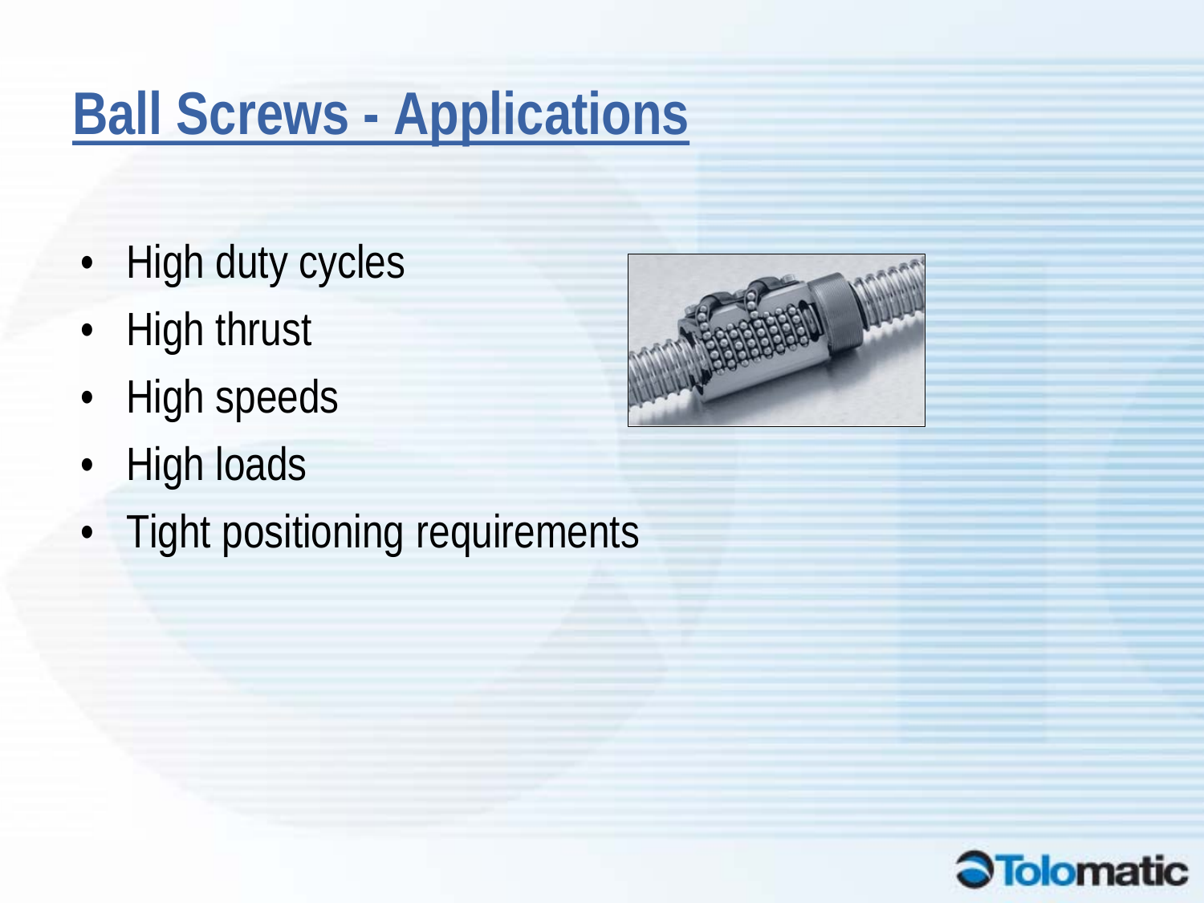# Ball Screws - Applications

- High duty cycles
- High thrust
- High speeds
- High loads
- Tight positioning requirements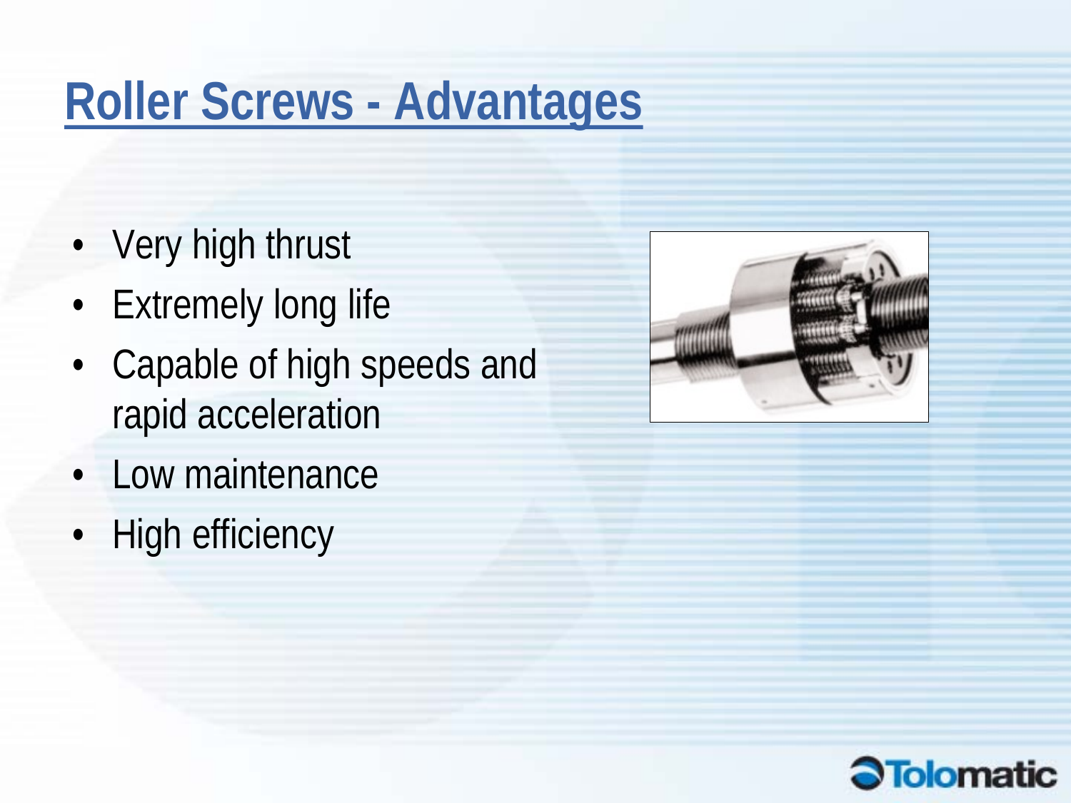# Roller Screws - Advantages

- Very high thrust
- Extremely long life
- Capable of high speeds and rapid acceleration
- Low maintenance
- High efficiency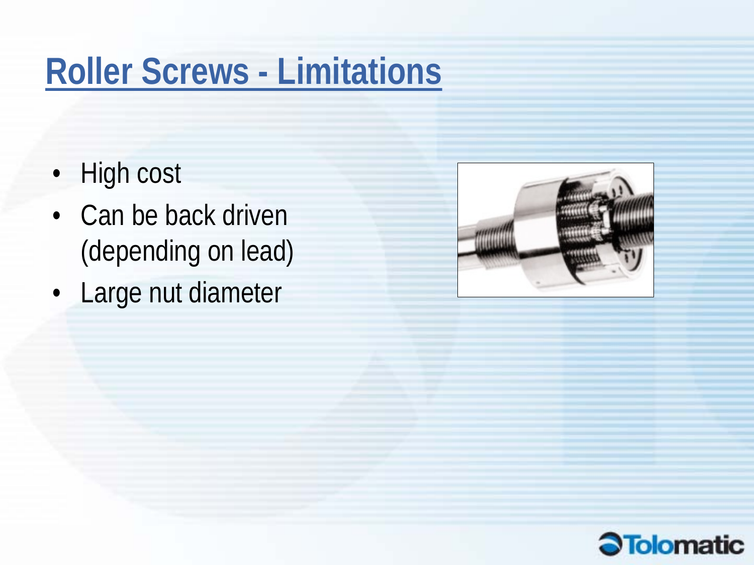# Roller Screws - Limitations

- High cost
- Can be back driven (depending on lead)
- Large nut diameter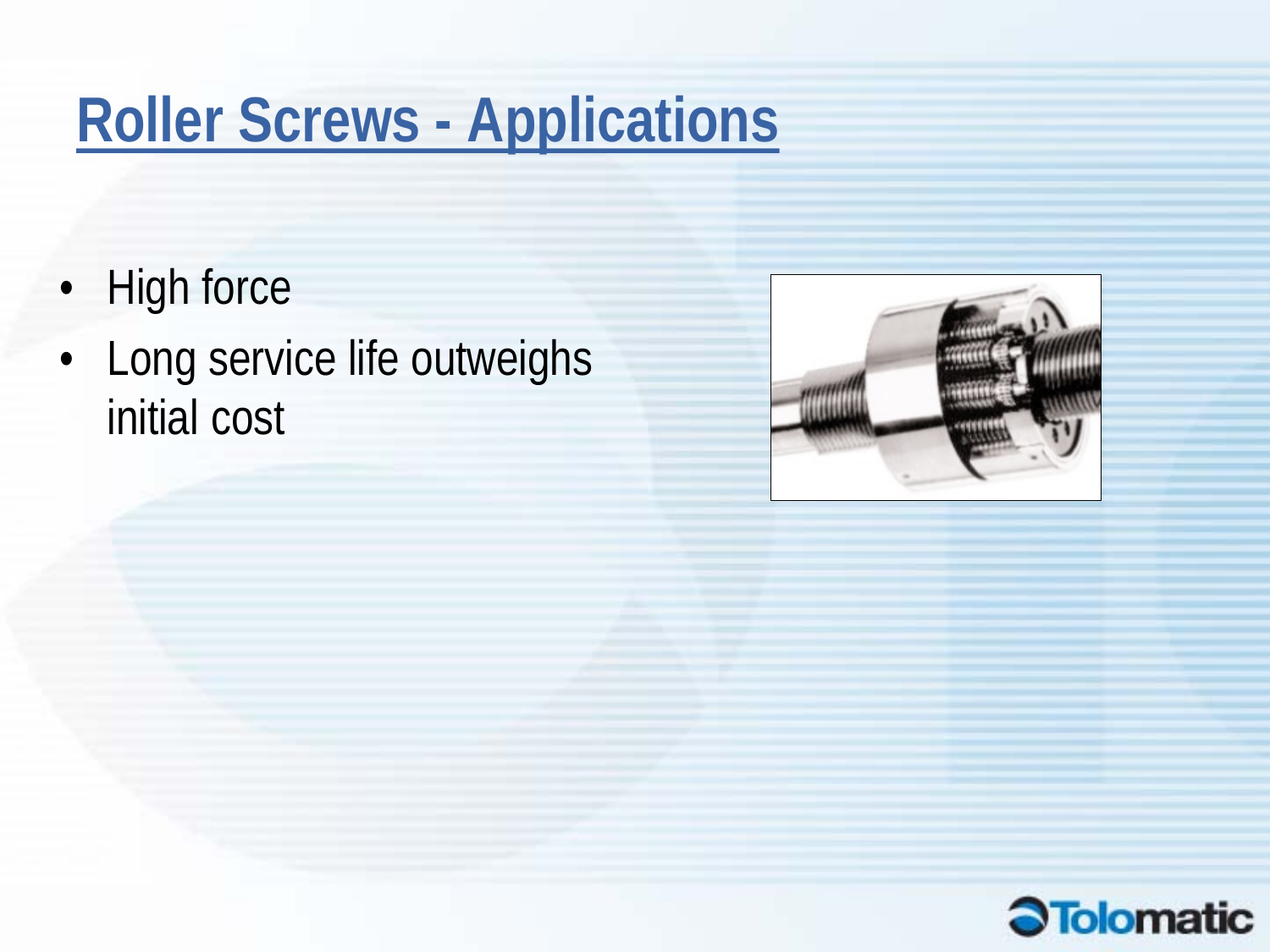# Roller Screws - Applications

- High force
- Long service life outweighs initial cost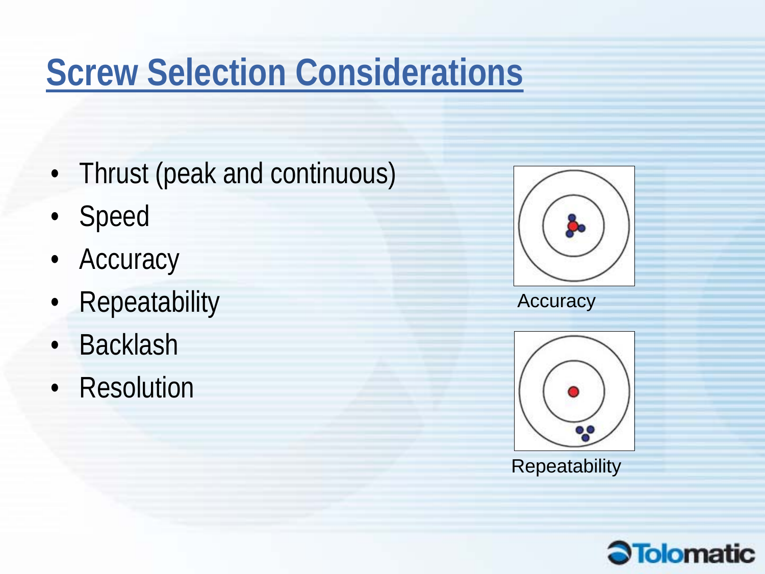# Screw Selection Considerations

- Thrust (peak and continuous)
- Speed
- Accuracy
- Repeatability
- Backlash
- Resolution

Accuracy

Repeatability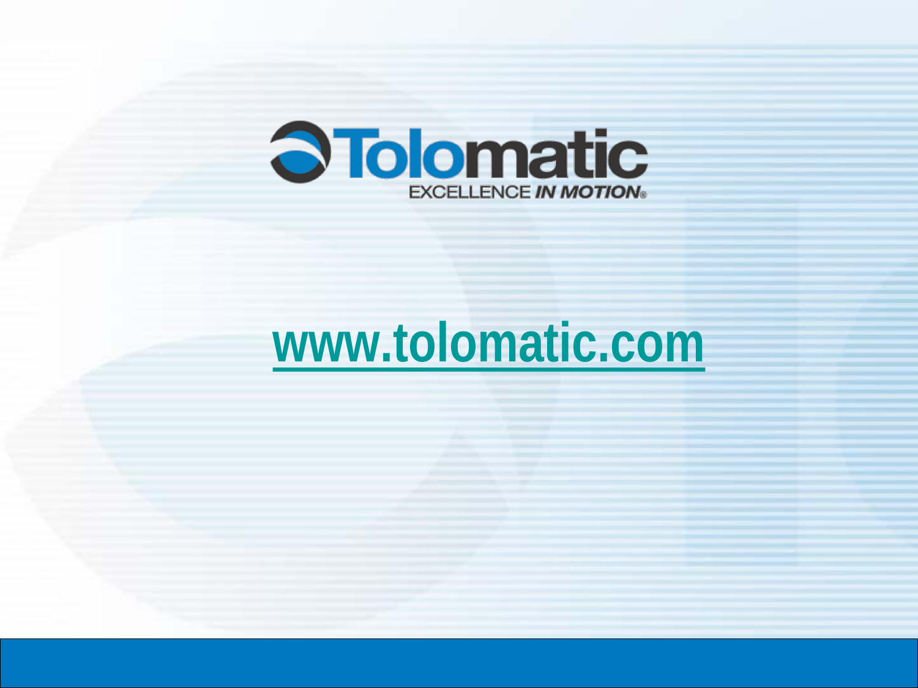Tolomatic

EXCELLENCE *IN MOTION*®

[www.tolomatic.com](http://www.tolomatic.com)